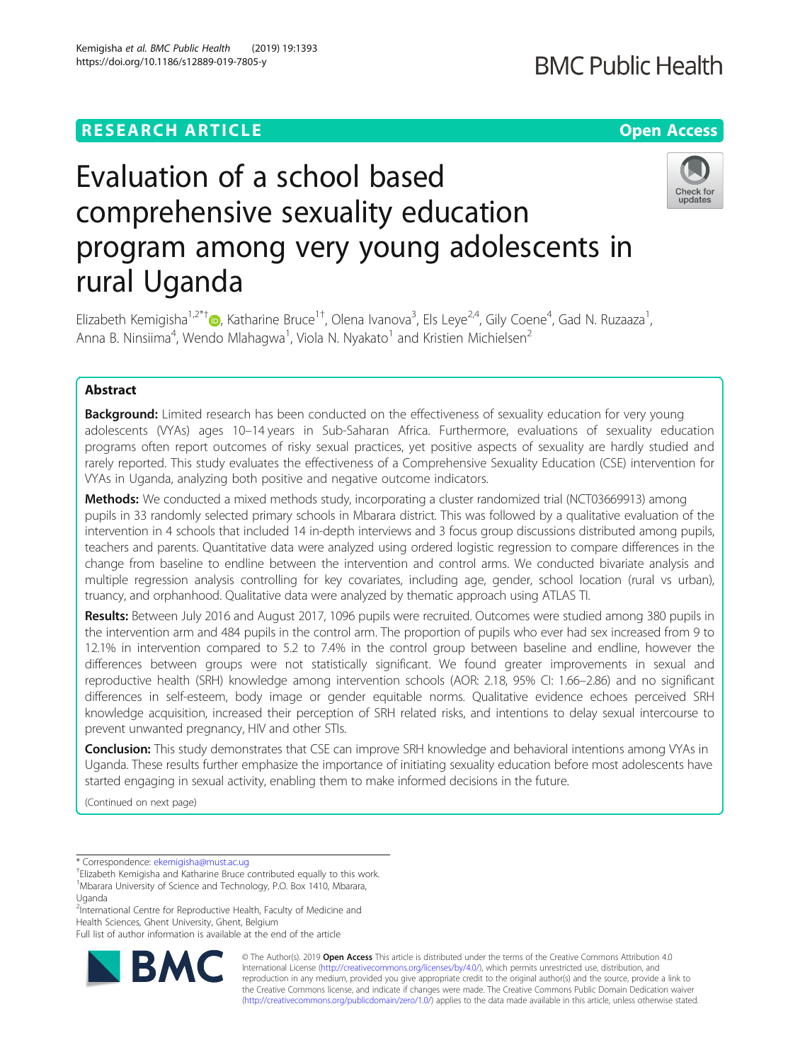RESEARCH ARTICLE

Open Access

# Evaluation of a school based comprehensive sexuality education program among very young adolescents in rural Uganda

Elizabeth Kemigisha[1,2*†], Katharine Bruce[1†], Olena Ivanova[3], Els Leye[2,4], Gily Coene[4], Gad N. Ruzaaza[1], Anna B. Ninsiima[4], Wendo Mlahagwa[1], Viola N. Nyakato[1] and Kristien Michielsen[2]

## Abstract

**Background:** Limited research has been conducted on the effectiveness of sexuality education for very young adolescents (VYAs) ages 10–14 years in Sub-Saharan Africa. Furthermore, evaluations of sexuality education programs often report outcomes of risky sexual practices, yet positive aspects of sexuality are hardly studied and rarely reported. This study evaluates the effectiveness of a Comprehensive Sexuality Education (CSE) intervention for VYAs in Uganda, analyzing both positive and negative outcome indicators.

**Methods:** We conducted a mixed methods study, incorporating a cluster randomized trial (NCT03669913) among pupils in 33 randomly selected primary schools in Mbarara district. This was followed by a qualitative evaluation of the intervention in 4 schools that included 14 in-depth interviews and 3 focus group discussions distributed among pupils, teachers and parents. Quantitative data were analyzed using ordered logistic regression to compare differences in the change from baseline to endline between the intervention and control arms. We conducted bivariate analysis and multiple regression analysis controlling for key covariates, including age, gender, school location (rural vs urban), truancy, and orphanhood. Qualitative data were analyzed by thematic approach using ATLAS TI.

**Results:** Between July 2016 and August 2017, 1096 pupils were recruited. Outcomes were studied among 380 pupils in the intervention arm and 484 pupils in the control arm. The proportion of pupils who ever had sex increased from 9 to 12.1% in intervention compared to 5.2 to 7.4% in the control group between baseline and endline, however the differences between groups were not statistically significant. We found greater improvements in sexual and reproductive health (SRH) knowledge among intervention schools (AOR: 2.18, 95% CI: 1.66–2.86) and no significant differences in self-esteem, body image or gender equitable norms. Qualitative evidence echoes perceived SRH knowledge acquisition, increased their perception of SRH related risks, and intentions to delay sexual intercourse to prevent unwanted pregnancy, HIV and other STIs.

**Conclusion:** This study demonstrates that CSE can improve SRH knowledge and behavioral intentions among VYAs in Uganda. These results further emphasize the importance of initiating sexuality education before most adolescents have started engaging in sexual activity, enabling them to make informed decisions in the future.

(Continued on next page)

---

\* Correspondence: ekemigisha@must.ac.ug

†Elizabeth Kemigisha and Katharine Bruce contributed equally to this work.

[1]Mbarara University of Science and Technology, P.O. Box 1410, Mbarara, Uganda

[2]International Centre for Reproductive Health, Faculty of Medicine and Health Sciences, Ghent University, Ghent, Belgium

Full list of author information is available at the end of the article

© The Author(s). 2019 **Open Access** This article is distributed under the terms of the Creative Commons Attribution 4.0 International License (http://creativecommons.org/licenses/by/4.0/), which permits unrestricted use, distribution, and reproduction in any medium, provided you give appropriate credit to the original author(s) and the source, provide a link to the Creative Commons license, and indicate if changes were made. The Creative Commons Public Domain Dedication waiver (http://creativecommons.org/publicdomain/zero/1.0/) applies to the data made available in this article, unless otherwise stated.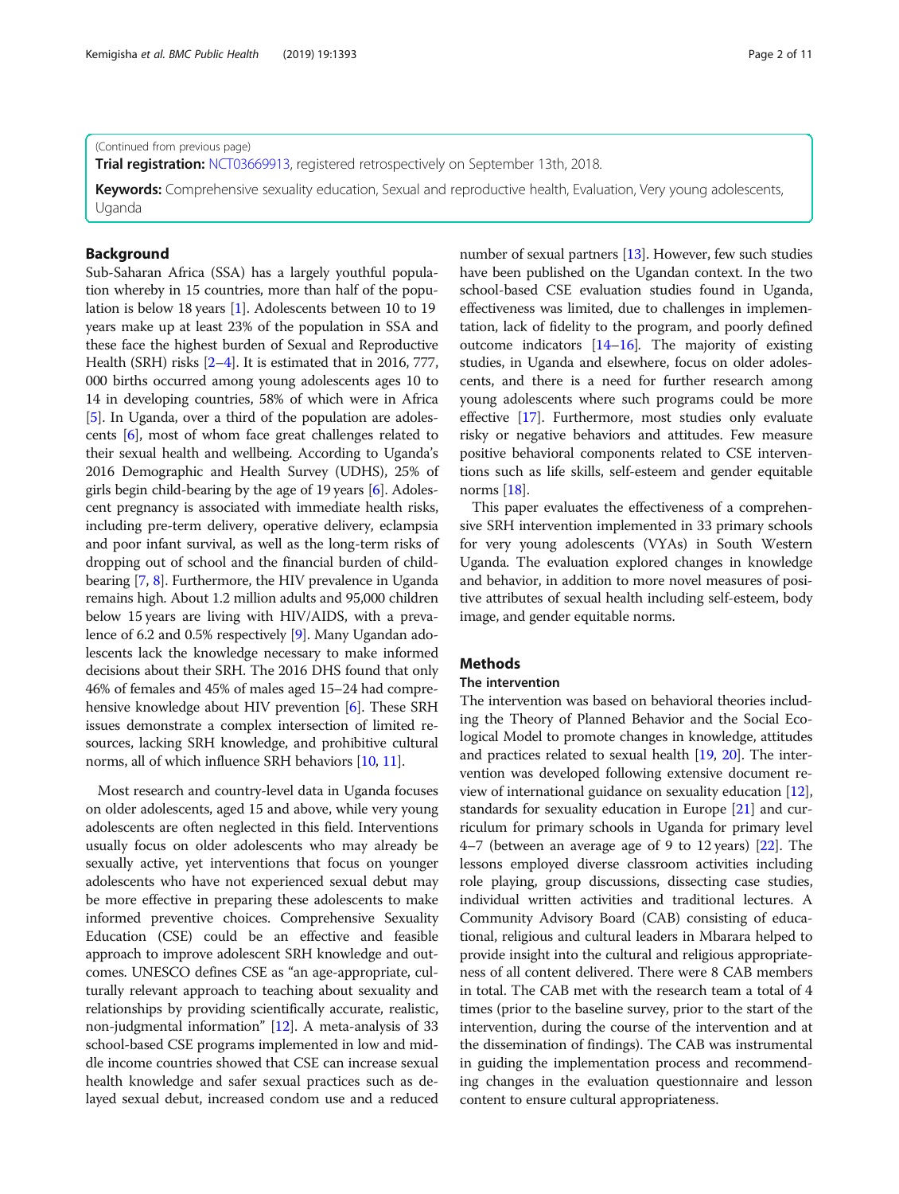(Continued from previous page)

**Trial registration:** NCT03669913, registered retrospectively on September 13th, 2018.

**Keywords:** Comprehensive sexuality education, Sexual and reproductive health, Evaluation, Very young adolescents, Uganda

## Background

Sub-Saharan Africa (SSA) has a largely youthful population whereby in 15 countries, more than half of the population is below 18 years [1]. Adolescents between 10 to 19 years make up at least 23% of the population in SSA and these face the highest burden of Sexual and Reproductive Health (SRH) risks [2–4]. It is estimated that in 2016, 777, 000 births occurred among young adolescents ages 10 to 14 in developing countries, 58% of which were in Africa [5]. In Uganda, over a third of the population are adolescents [6], most of whom face great challenges related to their sexual health and wellbeing. According to Uganda's 2016 Demographic and Health Survey (UDHS), 25% of girls begin child-bearing by the age of 19 years [6]. Adolescent pregnancy is associated with immediate health risks, including pre-term delivery, operative delivery, eclampsia and poor infant survival, as well as the long-term risks of dropping out of school and the financial burden of child-bearing [7, 8]. Furthermore, the HIV prevalence in Uganda remains high. About 1.2 million adults and 95,000 children below 15 years are living with HIV/AIDS, with a prevalence of 6.2 and 0.5% respectively [9]. Many Ugandan adolescents lack the knowledge necessary to make informed decisions about their SRH. The 2016 DHS found that only 46% of females and 45% of males aged 15–24 had comprehensive knowledge about HIV prevention [6]. These SRH issues demonstrate a complex intersection of limited resources, lacking SRH knowledge, and prohibitive cultural norms, all of which influence SRH behaviors [10, 11].

Most research and country-level data in Uganda focuses on older adolescents, aged 15 and above, while very young adolescents are often neglected in this field. Interventions usually focus on older adolescents who may already be sexually active, yet interventions that focus on younger adolescents who have not experienced sexual debut may be more effective in preparing these adolescents to make informed preventive choices. Comprehensive Sexuality Education (CSE) could be an effective and feasible approach to improve adolescent SRH knowledge and outcomes. UNESCO defines CSE as "an age-appropriate, culturally relevant approach to teaching about sexuality and relationships by providing scientifically accurate, realistic, non-judgmental information" [12]. A meta-analysis of 33 school-based CSE programs implemented in low and middle income countries showed that CSE can increase sexual health knowledge and safer sexual practices such as delayed sexual debut, increased condom use and a reduced number of sexual partners [13]. However, few such studies have been published on the Ugandan context. In the two school-based CSE evaluation studies found in Uganda, effectiveness was limited, due to challenges in implementation, lack of fidelity to the program, and poorly defined outcome indicators [14–16]. The majority of existing studies, in Uganda and elsewhere, focus on older adolescents, and there is a need for further research among young adolescents where such programs could be more effective [17]. Furthermore, most studies only evaluate risky or negative behaviors and attitudes. Few measure positive behavioral components related to CSE interventions such as life skills, self-esteem and gender equitable norms [18].

This paper evaluates the effectiveness of a comprehensive SRH intervention implemented in 33 primary schools for very young adolescents (VYAs) in South Western Uganda. The evaluation explored changes in knowledge and behavior, in addition to more novel measures of positive attributes of sexual health including self-esteem, body image, and gender equitable norms.

## Methods

### The intervention

The intervention was based on behavioral theories including the Theory of Planned Behavior and the Social Ecological Model to promote changes in knowledge, attitudes and practices related to sexual health [19, 20]. The intervention was developed following extensive document review of international guidance on sexuality education [12], standards for sexuality education in Europe [21] and curriculum for primary schools in Uganda for primary level 4–7 (between an average age of 9 to 12 years) [22]. The lessons employed diverse classroom activities including role playing, group discussions, dissecting case studies, individual written activities and traditional lectures. A Community Advisory Board (CAB) consisting of educational, religious and cultural leaders in Mbarara helped to provide insight into the cultural and religious appropriateness of all content delivered. There were 8 CAB members in total. The CAB met with the research team a total of 4 times (prior to the baseline survey, prior to the start of the intervention, during the course of the intervention and at the dissemination of findings). The CAB was instrumental in guiding the implementation process and recommending changes in the evaluation questionnaire and lesson content to ensure cultural appropriateness.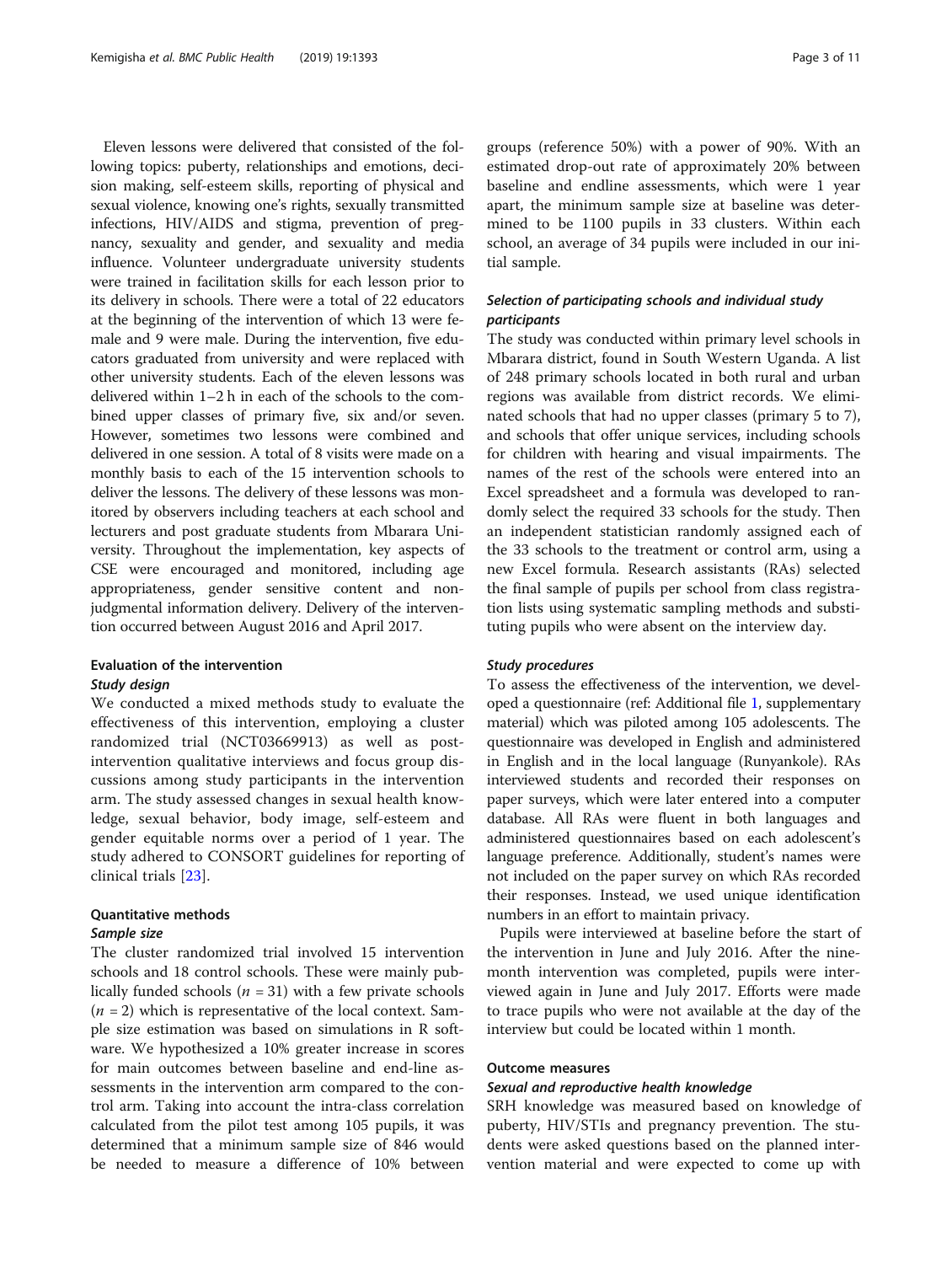Eleven lessons were delivered that consisted of the following topics: puberty, relationships and emotions, decision making, self-esteem skills, reporting of physical and sexual violence, knowing one's rights, sexually transmitted infections, HIV/AIDS and stigma, prevention of pregnancy, sexuality and gender, and sexuality and media influence. Volunteer undergraduate university students were trained in facilitation skills for each lesson prior to its delivery in schools. There were a total of 22 educators at the beginning of the intervention of which 13 were female and 9 were male. During the intervention, five educators graduated from university and were replaced with other university students. Each of the eleven lessons was delivered within 1–2 h in each of the schools to the combined upper classes of primary five, six and/or seven. However, sometimes two lessons were combined and delivered in one session. A total of 8 visits were made on a monthly basis to each of the 15 intervention schools to deliver the lessons. The delivery of these lessons was monitored by observers including teachers at each school and lecturers and post graduate students from Mbarara University. Throughout the implementation, key aspects of CSE were encouraged and monitored, including age appropriateness, gender sensitive content and non-judgmental information delivery. Delivery of the intervention occurred between August 2016 and April 2017.

## Evaluation of the intervention

### *Study design*

We conducted a mixed methods study to evaluate the effectiveness of this intervention, employing a cluster randomized trial (NCT03669913) as well as post-intervention qualitative interviews and focus group discussions among study participants in the intervention arm. The study assessed changes in sexual health knowledge, sexual behavior, body image, self-esteem and gender equitable norms over a period of 1 year. The study adhered to CONSORT guidelines for reporting of clinical trials [23].

## Quantitative methods

### *Sample size*

The cluster randomized trial involved 15 intervention schools and 18 control schools. These were mainly publically funded schools ($n$ = 31) with a few private schools ($n$ = 2) which is representative of the local context. Sample size estimation was based on simulations in R software. We hypothesized a 10% greater increase in scores for main outcomes between baseline and end-line assessments in the intervention arm compared to the control arm. Taking into account the intra-class correlation calculated from the pilot test among 105 pupils, it was determined that a minimum sample size of 846 would be needed to measure a difference of 10% between groups (reference 50%) with a power of 90%. With an estimated drop-out rate of approximately 20% between baseline and endline assessments, which were 1 year apart, the minimum sample size at baseline was determined to be 1100 pupils in 33 clusters. Within each school, an average of 34 pupils were included in our initial sample.

### *Selection of participating schools and individual study participants*

The study was conducted within primary level schools in Mbarara district, found in South Western Uganda. A list of 248 primary schools located in both rural and urban regions was available from district records. We eliminated schools that had no upper classes (primary 5 to 7), and schools that offer unique services, including schools for children with hearing and visual impairments. The names of the rest of the schools were entered into an Excel spreadsheet and a formula was developed to randomly select the required 33 schools for the study. Then an independent statistician randomly assigned each of the 33 schools to the treatment or control arm, using a new Excel formula. Research assistants (RAs) selected the final sample of pupils per school from class registration lists using systematic sampling methods and substituting pupils who were absent on the interview day.

### *Study procedures*

To assess the effectiveness of the intervention, we developed a questionnaire (ref: Additional file 1, supplementary material) which was piloted among 105 adolescents. The questionnaire was developed in English and administered in English and in the local language (Runyankole). RAs interviewed students and recorded their responses on paper surveys, which were later entered into a computer database. All RAs were fluent in both languages and administered questionnaires based on each adolescent's language preference. Additionally, student's names were not included on the paper survey on which RAs recorded their responses. Instead, we used unique identification numbers in an effort to maintain privacy.

Pupils were interviewed at baseline before the start of the intervention in June and July 2016. After the nine-month intervention was completed, pupils were interviewed again in June and July 2017. Efforts were made to trace pupils who were not available at the day of the interview but could be located within 1 month.

## Outcome measures

### *Sexual and reproductive health knowledge*

SRH knowledge was measured based on knowledge of puberty, HIV/STIs and pregnancy prevention. The students were asked questions based on the planned intervention material and were expected to come up with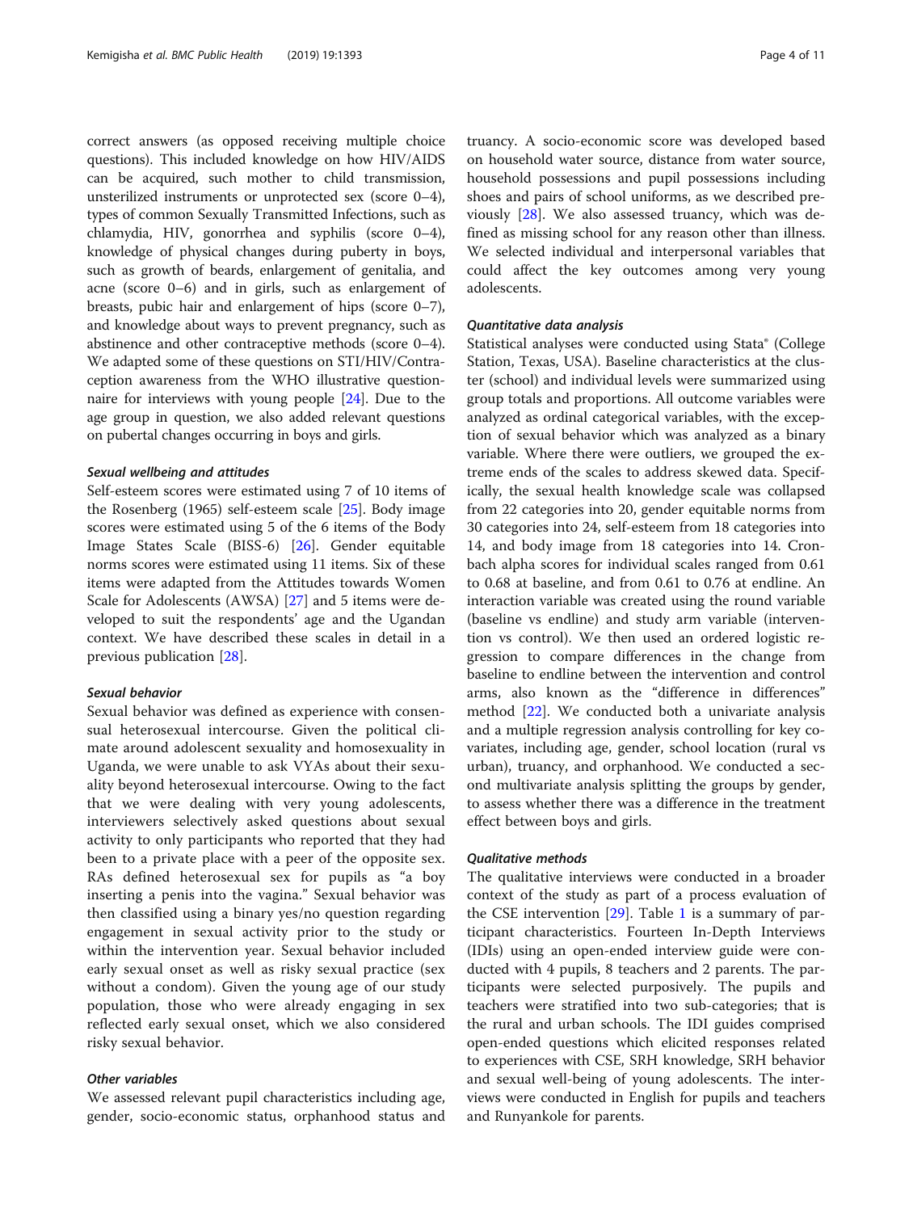correct answers (as opposed receiving multiple choice questions). This included knowledge on how HIV/AIDS can be acquired, such mother to child transmission, unsterilized instruments or unprotected sex (score 0–4), types of common Sexually Transmitted Infections, such as chlamydia, HIV, gonorrhea and syphilis (score 0–4), knowledge of physical changes during puberty in boys, such as growth of beards, enlargement of genitalia, and acne (score 0–6) and in girls, such as enlargement of breasts, pubic hair and enlargement of hips (score 0–7), and knowledge about ways to prevent pregnancy, such as abstinence and other contraceptive methods (score 0–4). We adapted some of these questions on STI/HIV/Contraception awareness from the WHO illustrative questionnaire for interviews with young people [24]. Due to the age group in question, we also added relevant questions on pubertal changes occurring in boys and girls.

#### *Sexual wellbeing and attitudes*

Self-esteem scores were estimated using 7 of 10 items of the Rosenberg (1965) self-esteem scale [25]. Body image scores were estimated using 5 of the 6 items of the Body Image States Scale (BISS-6) [26]. Gender equitable norms scores were estimated using 11 items. Six of these items were adapted from the Attitudes towards Women Scale for Adolescents (AWSA) [27] and 5 items were developed to suit the respondents' age and the Ugandan context. We have described these scales in detail in a previous publication [28].

#### *Sexual behavior*

Sexual behavior was defined as experience with consensual heterosexual intercourse. Given the political climate around adolescent sexuality and homosexuality in Uganda, we were unable to ask VYAs about their sexuality beyond heterosexual intercourse. Owing to the fact that we were dealing with very young adolescents, interviewers selectively asked questions about sexual activity to only participants who reported that they had been to a private place with a peer of the opposite sex. RAs defined heterosexual sex for pupils as "a boy inserting a penis into the vagina." Sexual behavior was then classified using a binary yes/no question regarding engagement in sexual activity prior to the study or within the intervention year. Sexual behavior included early sexual onset as well as risky sexual practice (sex without a condom). Given the young age of our study population, those who were already engaging in sex reflected early sexual onset, which we also considered risky sexual behavior.

#### *Other variables*

We assessed relevant pupil characteristics including age, gender, socio-economic status, orphanhood status and truancy. A socio-economic score was developed based on household water source, distance from water source, household possessions and pupil possessions including shoes and pairs of school uniforms, as we described previously [28]. We also assessed truancy, which was defined as missing school for any reason other than illness. We selected individual and interpersonal variables that could affect the key outcomes among very young adolescents.

#### *Quantitative data analysis*

Statistical analyses were conducted using Stata® (College Station, Texas, USA). Baseline characteristics at the cluster (school) and individual levels were summarized using group totals and proportions. All outcome variables were analyzed as ordinal categorical variables, with the exception of sexual behavior which was analyzed as a binary variable. Where there were outliers, we grouped the extreme ends of the scales to address skewed data. Specifically, the sexual health knowledge scale was collapsed from 22 categories into 20, gender equitable norms from 30 categories into 24, self-esteem from 18 categories into 14, and body image from 18 categories into 14. Cronbach alpha scores for individual scales ranged from 0.61 to 0.68 at baseline, and from 0.61 to 0.76 at endline. An interaction variable was created using the round variable (baseline vs endline) and study arm variable (intervention vs control). We then used an ordered logistic regression to compare differences in the change from baseline to endline between the intervention and control arms, also known as the "difference in differences" method [22]. We conducted both a univariate analysis and a multiple regression analysis controlling for key covariates, including age, gender, school location (rural vs urban), truancy, and orphanhood. We conducted a second multivariate analysis splitting the groups by gender, to assess whether there was a difference in the treatment effect between boys and girls.

#### *Qualitative methods*

The qualitative interviews were conducted in a broader context of the study as part of a process evaluation of the CSE intervention [29]. Table 1 is a summary of participant characteristics. Fourteen In-Depth Interviews (IDIs) using an open-ended interview guide were conducted with 4 pupils, 8 teachers and 2 parents. The participants were selected purposively. The pupils and teachers were stratified into two sub-categories; that is the rural and urban schools. The IDI guides comprised open-ended questions which elicited responses related to experiences with CSE, SRH knowledge, SRH behavior and sexual well-being of young adolescents. The interviews were conducted in English for pupils and teachers and Runyankole for parents.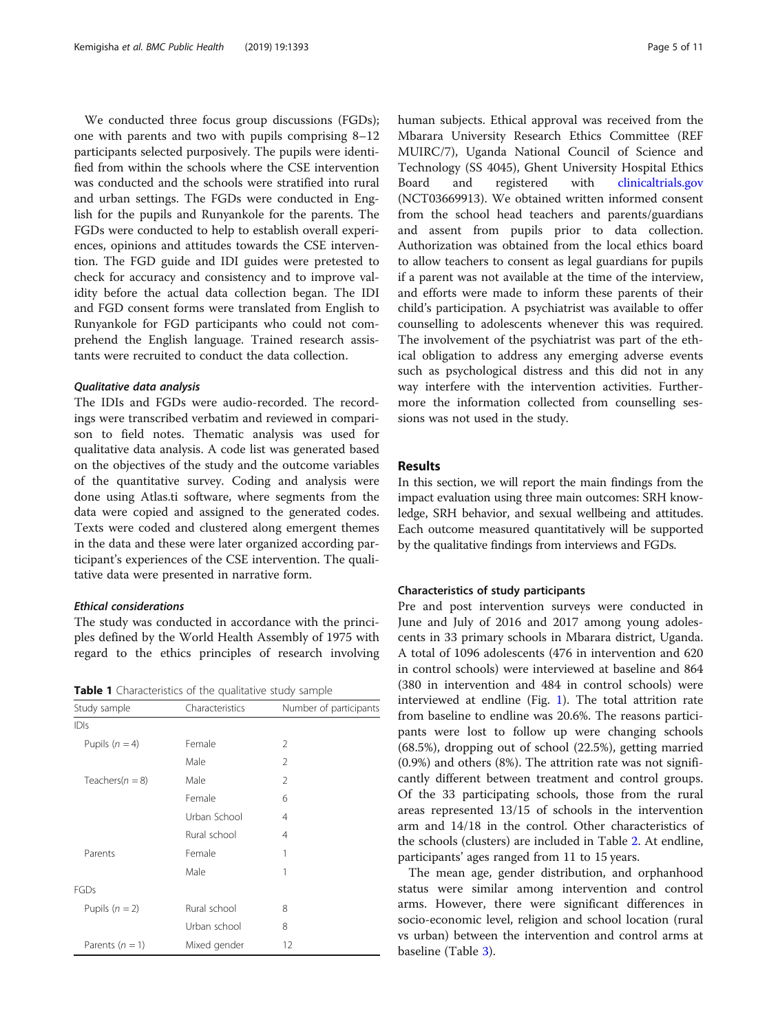We conducted three focus group discussions (FGDs); one with parents and two with pupils comprising 8–12 participants selected purposively. The pupils were identified from within the schools where the CSE intervention was conducted and the schools were stratified into rural and urban settings. The FGDs were conducted in English for the pupils and Runyankole for the parents. The FGDs were conducted to help to establish overall experiences, opinions and attitudes towards the CSE intervention. The FGD guide and IDI guides were pretested to check for accuracy and consistency and to improve validity before the actual data collection began. The IDI and FGD consent forms were translated from English to Runyankole for FGD participants who could not comprehend the English language. Trained research assistants were recruited to conduct the data collection.

#### *Qualitative data analysis*

The IDIs and FGDs were audio-recorded. The recordings were transcribed verbatim and reviewed in comparison to field notes. Thematic analysis was used for qualitative data analysis. A code list was generated based on the objectives of the study and the outcome variables of the quantitative survey. Coding and analysis were done using Atlas.ti software, where segments from the data were copied and assigned to the generated codes. Texts were coded and clustered along emergent themes in the data and these were later organized according participant's experiences of the CSE intervention. The qualitative data were presented in narrative form.

#### *Ethical considerations*

The study was conducted in accordance with the principles defined by the World Health Assembly of 1975 with regard to the ethics principles of research involving human subjects. Ethical approval was received from the Mbarara University Research Ethics Committee (REF MUIRC/7), Uganda National Council of Science and Technology (SS 4045), Ghent University Hospital Ethics Board and registered with clinicaltrials.gov (NCT03669913). We obtained written informed consent from the school head teachers and parents/guardians and assent from pupils prior to data collection. Authorization was obtained from the local ethics board to allow teachers to consent as legal guardians for pupils if a parent was not available at the time of the interview, and efforts were made to inform these parents of their child's participation. A psychiatrist was available to offer counselling to adolescents whenever this was required. The involvement of the psychiatrist was part of the ethical obligation to address any emerging adverse events such as psychological distress and this did not in any way interfere with the intervention activities. Furthermore the information collected from counselling sessions was not used in the study.

**Table 1** Characteristics of the qualitative study sample

| Study sample | Characteristics | Number of participants |
|---|---|---|
| IDIs | | |
| Pupils (n = 4) | Female | 2 |
| | Male | 2 |
| Teachers(n = 8) | Male | 2 |
| | Female | 6 |
| | Urban School | 4 |
| | Rural school | 4 |
| Parents | Female | 1 |
| | Male | 1 |
| FGDs | | |
| Pupils (n = 2) | Rural school | 8 |
| | Urban school | 8 |
| Parents (n = 1) | Mixed gender | 12 |

## Results

In this section, we will report the main findings from the impact evaluation using three main outcomes: SRH knowledge, SRH behavior, and sexual wellbeing and attitudes. Each outcome measured quantitatively will be supported by the qualitative findings from interviews and FGDs.

### Characteristics of study participants

Pre and post intervention surveys were conducted in June and July of 2016 and 2017 among young adolescents in 33 primary schools in Mbarara district, Uganda. A total of 1096 adolescents (476 in intervention and 620 in control schools) were interviewed at baseline and 864 (380 in intervention and 484 in control schools) were interviewed at endline (Fig. 1). The total attrition rate from baseline to endline was 20.6%. The reasons participants were lost to follow up were changing schools (68.5%), dropping out of school (22.5%), getting married (0.9%) and others (8%). The attrition rate was not significantly different between treatment and control groups. Of the 33 participating schools, those from the rural areas represented 13/15 of schools in the intervention arm and 14/18 in the control. Other characteristics of the schools (clusters) are included in Table 2. At endline, participants' ages ranged from 11 to 15 years.

The mean age, gender distribution, and orphanhood status were similar among intervention and control arms. However, there were significant differences in socio-economic level, religion and school location (rural vs urban) between the intervention and control arms at baseline (Table 3).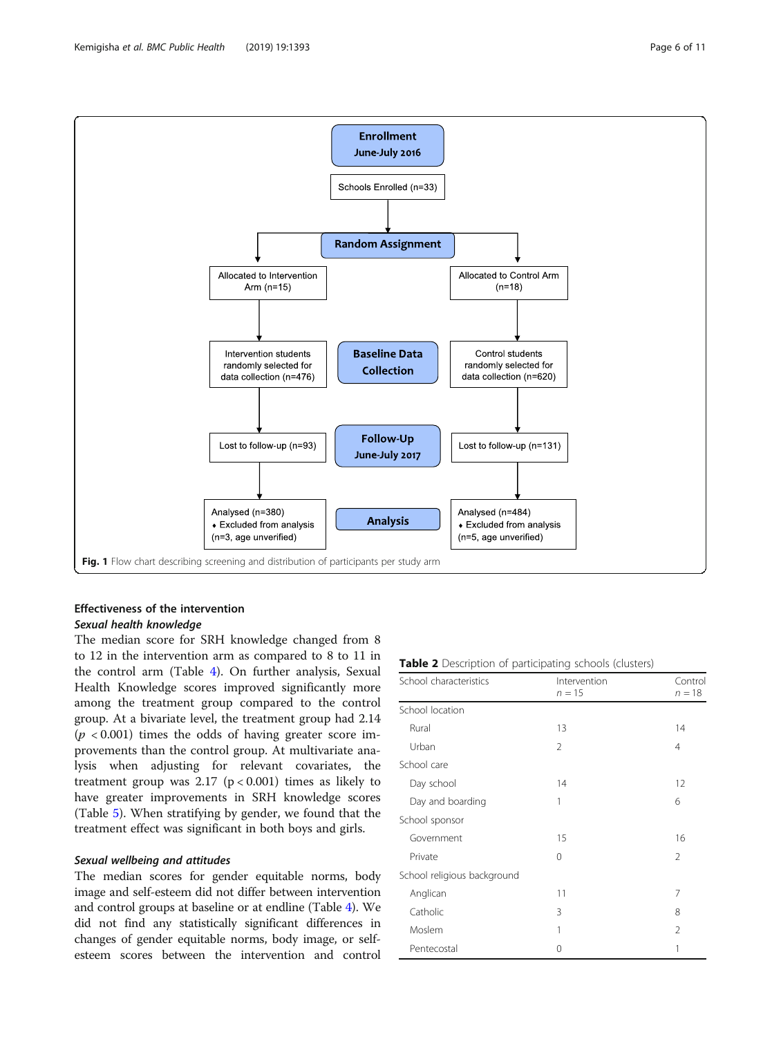Enrollment
June-July 2016

Schools Enrolled (n=33)

Random Assignment

Allocated to Intervention Arm (n=15)

Allocated to Control Arm (n=18)

Baseline Data Collection

Intervention students randomly selected for data collection (n=476)

Control students randomly selected for data collection (n=620)

Follow-Up
June-July 2017

Lost to follow-up (n=93)

Lost to follow-up (n=131)

Analysis

Analysed (n=380)
- Excluded from analysis (n=3, age unverified)

Analysed (n=484)
- Excluded from analysis (n=5, age unverified)

**Fig. 1** Flow chart describing screening and distribution of participants per study arm

## Effectiveness of the intervention

### *Sexual health knowledge*

The median score for SRH knowledge changed from 8 to 12 in the intervention arm as compared to 8 to 11 in the control arm (Table 4). On further analysis, Sexual Health Knowledge scores improved significantly more among the treatment group compared to the control group. At a bivariate level, the treatment group had 2.14 ($p < 0.001$) times the odds of having greater score improvements than the control group. At multivariate analysis when adjusting for relevant covariates, the treatment group was 2.17 ($p < 0.001$) times as likely to have greater improvements in SRH knowledge scores (Table 5). When stratifying by gender, we found that the treatment effect was significant in both boys and girls.

### *Sexual wellbeing and attitudes*

The median scores for gender equitable norms, body image and self-esteem did not differ between intervention and control groups at baseline or at endline (Table 4). We did not find any statistically significant differences in changes of gender equitable norms, body image, or self-esteem scores between the intervention and control

**Table 2** Description of participating schools (clusters)

| School characteristics | Intervention $n = 15$ | Control $n = 18$ |
|---|---|---|
| School location | | |
| Rural | 13 | 14 |
| Urban | 2 | 4 |
| School care | | |
| Day school | 14 | 12 |
| Day and boarding | 1 | 6 |
| School sponsor | | |
| Government | 15 | 16 |
| Private | 0 | 2 |
| School religious background | | |
| Anglican | 11 | 7 |
| Catholic | 3 | 8 |
| Moslem | 1 | 2 |
| Pentecostal | 0 | 1 |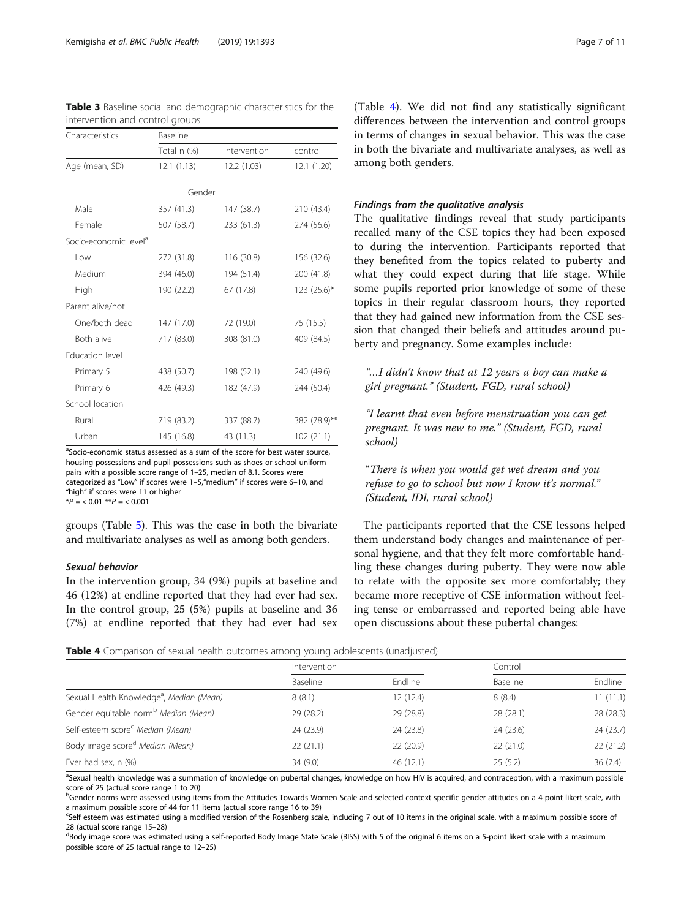**Table 3** Baseline social and demographic characteristics for the intervention and control groups

| Characteristics | Baseline | | |
|---|---|---|---|
| | Total n (%) | Intervention | control |
| Age (mean, SD) | 12.1 (1.13) | 12.2 (1.03) | 12.1 (1.20) |
| Gender | | | |
| Male | 357 (41.3) | 147 (38.7) | 210 (43.4) |
| Female | 507 (58.7) | 233 (61.3) | 274 (56.6) |
| Socio-economic level[a] | | | |
| Low | 272 (31.8) | 116 (30.8) | 156 (32.6) |
| Medium | 394 (46.0) | 194 (51.4) | 200 (41.8) |
| High | 190 (22.2) | 67 (17.8) | 123 (25.6)* |
| Parent alive/not | | | |
| One/both dead | 147 (17.0) | 72 (19.0) | 75 (15.5) |
| Both alive | 717 (83.0) | 308 (81.0) | 409 (84.5) |
| Education level | | | |
| Primary 5 | 438 (50.7) | 198 (52.1) | 240 (49.6) |
| Primary 6 | 426 (49.3) | 182 (47.9) | 244 (50.4) |
| School location | | | |
| Rural | 719 (83.2) | 337 (88.7) | 382 (78.9)** |
| Urban | 145 (16.8) | 43 (11.3) | 102 (21.1) |

[a]Socio-economic status assessed as a sum of the score for best water source, housing possessions and pupil possessions such as shoes or school uniform pairs with a possible score range of 1–25, median of 8.1. Scores were categorized as "Low" if scores were 1–5,"medium" if scores were 6–10, and "high" if scores were 11 or higher
*P = < 0.01 **P = < 0.001

groups (Table 5). This was the case in both the bivariate and multivariate analyses as well as among both genders.

### *Sexual behavior*

In the intervention group, 34 (9%) pupils at baseline and 46 (12%) at endline reported that they had ever had sex. In the control group, 25 (5%) pupils at baseline and 36 (7%) at endline reported that they had ever had sex (Table 4). We did not find any statistically significant differences between the intervention and control groups in terms of changes in sexual behavior. This was the case in both the bivariate and multivariate analyses, as well as among both genders.

### *Findings from the qualitative analysis*

The qualitative findings reveal that study participants recalled many of the CSE topics they had been exposed to during the intervention. Participants reported that they benefited from the topics related to puberty and what they could expect during that life stage. While some pupils reported prior knowledge of some of these topics in their regular classroom hours, they reported that they had gained new information from the CSE session that changed their beliefs and attitudes around puberty and pregnancy. Some examples include:

> *"…I didn't know that at 12 years a boy can make a girl pregnant." (Student, FGD, rural school)*

> *"I learnt that even before menstruation you can get pregnant. It was new to me." (Student, FGD, rural school)*

> *"There is when you would get wet dream and you refuse to go to school but now I know it's normal." (Student, IDI, rural school)*

The participants reported that the CSE lessons helped them understand body changes and maintenance of personal hygiene, and that they felt more comfortable handling these changes during puberty. They were now able to relate with the opposite sex more comfortably; they became more receptive of CSE information without feeling tense or embarrassed and reported being able have open discussions about these pubertal changes:

**Table 4** Comparison of sexual health outcomes among young adolescents (unadjusted)

| | Intervention | | Control | |
|---|---|---|---|---|
| | Baseline | Endline | Baseline | Endline |
| Sexual Health Knowledge[a], *Median (Mean)* | 8 (8.1) | 12 (12.4) | 8 (8.4) | 11 (11.1) |
| Gender equitable norm[b] *Median (Mean)* | 29 (28.2) | 29 (28.8) | 28 (28.1) | 28 (28.3) |
| Self-esteem score[c] *Median (Mean)* | 24 (23.9) | 24 (23.8) | 24 (23.6) | 24 (23.7) |
| Body image score[d] *Median (Mean)* | 22 (21.1) | 22 (20.9) | 22 (21.0) | 22 (21.2) |
| Ever had sex, n (%) | 34 (9.0) | 46 (12.1) | 25 (5.2) | 36 (7.4) |

[a]Sexual health knowledge was a summation of knowledge on pubertal changes, knowledge on how HIV is acquired, and contraception, with a maximum possible score of 25 (actual score range 1 to 20)
[b]Gender norms were assessed using items from the Attitudes Towards Women Scale and selected context specific gender attitudes on a 4-point likert scale, with a maximum possible score of 44 for 11 items (actual score range 16 to 39)
[c]Self esteem was estimated using a modified version of the Rosenberg scale, including 7 out of 10 items in the original scale, with a maximum possible score of 28 (actual score range 15–28)
[d]Body image score was estimated using a self-reported Body Image State Scale (BISS) with 5 of the original 6 items on a 5-point likert scale with a maximum possible score of 25 (actual range to 12–25)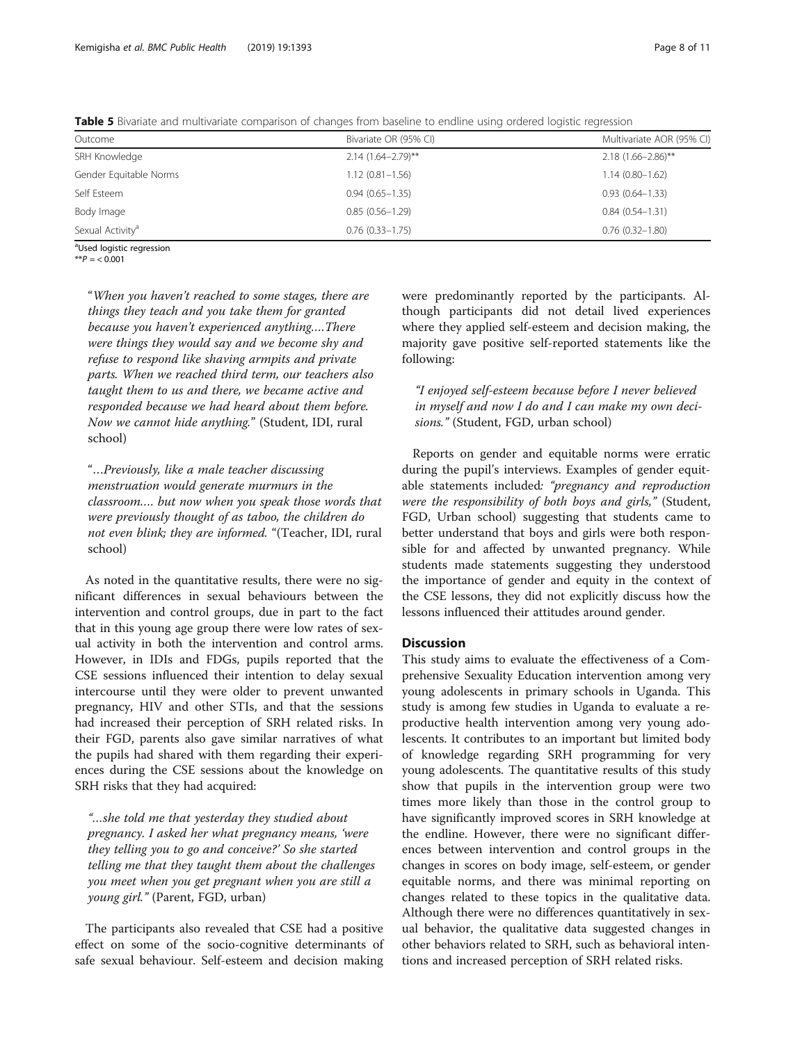**Table 5** Bivariate and multivariate comparison of changes from baseline to endline using ordered logistic regression

| Outcome | Bivariate OR (95% CI) | Multivariate AOR (95% CI) |
| --- | --- | --- |
| SRH Knowledge | 2.14 (1.64–2.79)** | 2.18 (1.66–2.86)** |
| Gender Equitable Norms | 1.12 (0.81–1.56) | 1.14 (0.80–1.62) |
| Self Esteem | 0.94 (0.65–1.35) | 0.93 (0.64–1.33) |
| Body Image | 0.85 (0.56–1.29) | 0.84 (0.54–1.31) |
| Sexual Activity[a] | 0.76 (0.33–1.75) | 0.76 (0.32–1.80) |

[a]Used logistic regression
**P = < 0.001

> "*When you haven't reached to some stages, there are things they teach and you take them for granted because you haven't experienced anything.…There were things they would say and we become shy and refuse to respond like shaving armpits and private parts. When we reached third term, our teachers also taught them to us and there, we became active and responded because we had heard about them before. Now we cannot hide anything.*" (Student, IDI, rural school)

> "*…Previously, like a male teacher discussing menstruation would generate murmurs in the classroom.… but now when you speak those words that were previously thought of as taboo, the children do not even blink; they are informed.* "(Teacher, IDI, rural school)

As noted in the quantitative results, there were no significant differences in sexual behaviours between the intervention and control groups, due in part to the fact that in this young age group there were low rates of sexual activity in both the intervention and control arms. However, in IDIs and FDGs, pupils reported that the CSE sessions influenced their intention to delay sexual intercourse until they were older to prevent unwanted pregnancy, HIV and other STIs, and that the sessions had increased their perception of SRH related risks. In their FGD, parents also gave similar narratives of what the pupils had shared with them regarding their experiences during the CSE sessions about the knowledge on SRH risks that they had acquired:

> *"…she told me that yesterday they studied about pregnancy. I asked her what pregnancy means, 'were they telling you to go and conceive?' So she started telling me that they taught them about the challenges you meet when you get pregnant when you are still a young girl."* (Parent, FGD, urban)

The participants also revealed that CSE had a positive effect on some of the socio-cognitive determinants of safe sexual behaviour. Self-esteem and decision making were predominantly reported by the participants. Although participants did not detail lived experiences where they applied self-esteem and decision making, the majority gave positive self-reported statements like the following:

> *"I enjoyed self-esteem because before I never believed in myself and now I do and I can make my own decisions."* (Student, FGD, urban school)

Reports on gender and equitable norms were erratic during the pupil's interviews. Examples of gender equitable statements included*: "pregnancy and reproduction were the responsibility of both boys and girls,"* (Student, FGD, Urban school) suggesting that students came to better understand that boys and girls were both responsible for and affected by unwanted pregnancy. While students made statements suggesting they understood the importance of gender and equity in the context of the CSE lessons, they did not explicitly discuss how the lessons influenced their attitudes around gender.

## Discussion

This study aims to evaluate the effectiveness of a Comprehensive Sexuality Education intervention among very young adolescents in primary schools in Uganda. This study is among few studies in Uganda to evaluate a reproductive health intervention among very young adolescents. It contributes to an important but limited body of knowledge regarding SRH programming for very young adolescents. The quantitative results of this study show that pupils in the intervention group were two times more likely than those in the control group to have significantly improved scores in SRH knowledge at the endline. However, there were no significant differences between intervention and control groups in the changes in scores on body image, self-esteem, or gender equitable norms, and there was minimal reporting on changes related to these topics in the qualitative data. Although there were no differences quantitatively in sexual behavior, the qualitative data suggested changes in other behaviors related to SRH, such as behavioral intentions and increased perception of SRH related risks.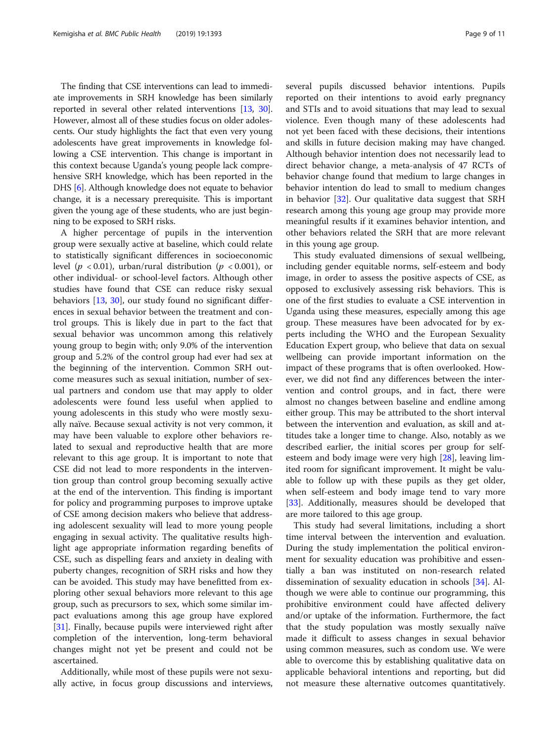The finding that CSE interventions can lead to immediate improvements in SRH knowledge has been similarly reported in several other related interventions [13, 30]. However, almost all of these studies focus on older adolescents. Our study highlights the fact that even very young adolescents have great improvements in knowledge following a CSE intervention. This change is important in this context because Uganda's young people lack comprehensive SRH knowledge, which has been reported in the DHS [6]. Although knowledge does not equate to behavior change, it is a necessary prerequisite. This is important given the young age of these students, who are just beginning to be exposed to SRH risks.

A higher percentage of pupils in the intervention group were sexually active at baseline, which could relate to statistically significant differences in socioeconomic level ($p < 0.01$), urban/rural distribution ($p < 0.001$), or other individual- or school-level factors. Although other studies have found that CSE can reduce risky sexual behaviors [13, 30], our study found no significant differences in sexual behavior between the treatment and control groups. This is likely due in part to the fact that sexual behavior was uncommon among this relatively young group to begin with; only 9.0% of the intervention group and 5.2% of the control group had ever had sex at the beginning of the intervention. Common SRH outcome measures such as sexual initiation, number of sexual partners and condom use that may apply to older adolescents were found less useful when applied to young adolescents in this study who were mostly sexually naïve. Because sexual activity is not very common, it may have been valuable to explore other behaviors related to sexual and reproductive health that are more relevant to this age group. It is important to note that CSE did not lead to more respondents in the intervention group than control group becoming sexually active at the end of the intervention. This finding is important for policy and programming purposes to improve uptake of CSE among decision makers who believe that addressing adolescent sexuality will lead to more young people engaging in sexual activity. The qualitative results highlight age appropriate information regarding benefits of CSE, such as dispelling fears and anxiety in dealing with puberty changes, recognition of SRH risks and how they can be avoided. This study may have benefitted from exploring other sexual behaviors more relevant to this age group, such as precursors to sex, which some similar impact evaluations among this age group have explored [31]. Finally, because pupils were interviewed right after completion of the intervention, long-term behavioral changes might not yet be present and could not be ascertained.

Additionally, while most of these pupils were not sexually active, in focus group discussions and interviews, several pupils discussed behavior intentions. Pupils reported on their intentions to avoid early pregnancy and STIs and to avoid situations that may lead to sexual violence. Even though many of these adolescents had not yet been faced with these decisions, their intentions and skills in future decision making may have changed. Although behavior intention does not necessarily lead to direct behavior change, a meta-analysis of 47 RCTs of behavior change found that medium to large changes in behavior intention do lead to small to medium changes in behavior [32]. Our qualitative data suggest that SRH research among this young age group may provide more meaningful results if it examines behavior intention, and other behaviors related the SRH that are more relevant in this young age group.

This study evaluated dimensions of sexual wellbeing, including gender equitable norms, self-esteem and body image, in order to assess the positive aspects of CSE, as opposed to exclusively assessing risk behaviors. This is one of the first studies to evaluate a CSE intervention in Uganda using these measures, especially among this age group. These measures have been advocated for by experts including the WHO and the European Sexuality Education Expert group, who believe that data on sexual wellbeing can provide important information on the impact of these programs that is often overlooked. However, we did not find any differences between the intervention and control groups, and in fact, there were almost no changes between baseline and endline among either group. This may be attributed to the short interval between the intervention and evaluation, as skill and attitudes take a longer time to change. Also, notably as we described earlier, the initial scores per group for self-esteem and body image were very high [28], leaving limited room for significant improvement. It might be valuable to follow up with these pupils as they get older, when self-esteem and body image tend to vary more [33]. Additionally, measures should be developed that are more tailored to this age group.

This study had several limitations, including a short time interval between the intervention and evaluation. During the study implementation the political environment for sexuality education was prohibitive and essentially a ban was instituted on non-research related dissemination of sexuality education in schools [34]. Although we were able to continue our programming, this prohibitive environment could have affected delivery and/or uptake of the information. Furthermore, the fact that the study population was mostly sexually naïve made it difficult to assess changes in sexual behavior using common measures, such as condom use. We were able to overcome this by establishing qualitative data on applicable behavioral intentions and reporting, but did not measure these alternative outcomes quantitatively.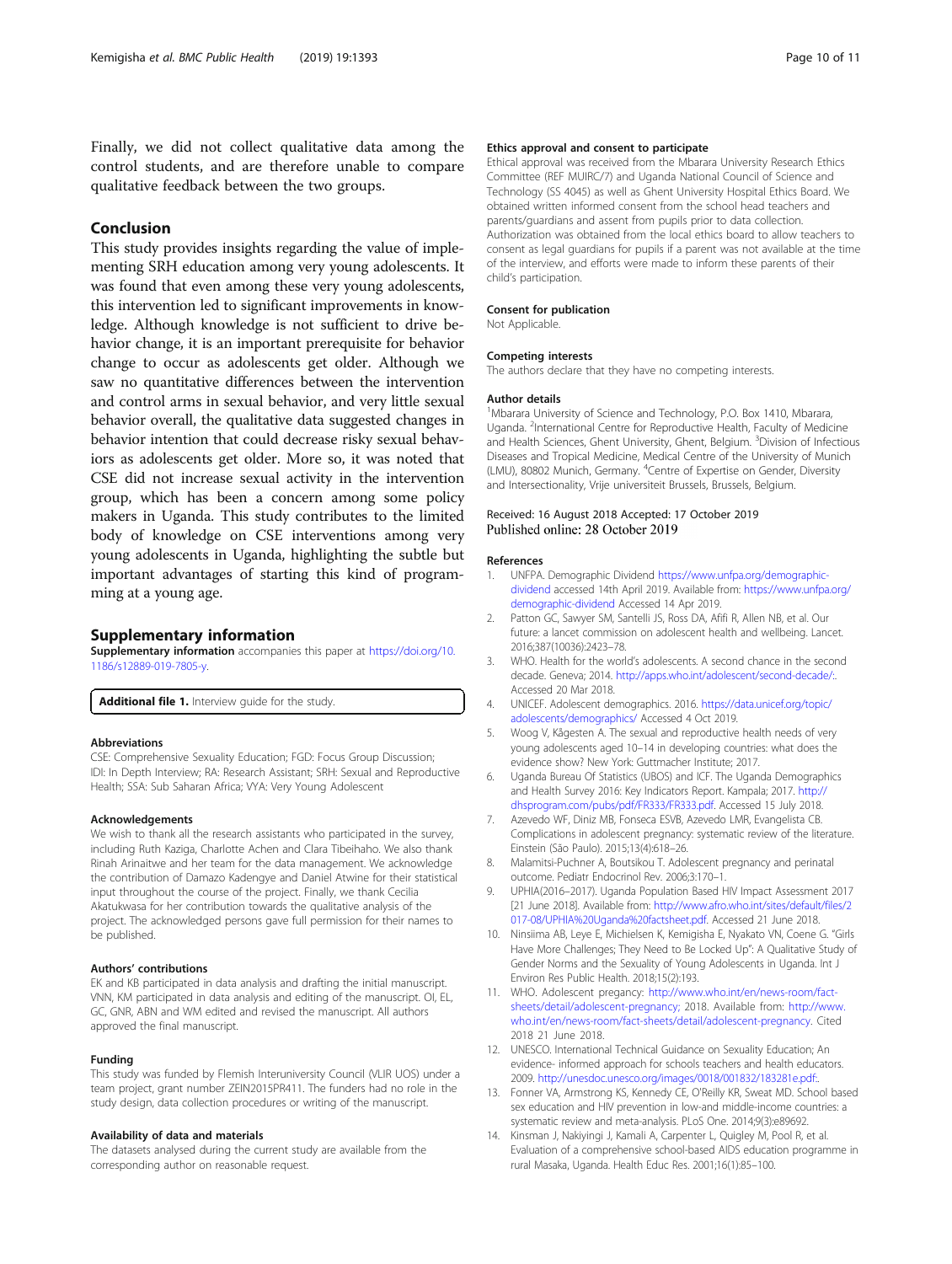Finally, we did not collect qualitative data among the control students, and are therefore unable to compare qualitative feedback between the two groups.

## Conclusion

This study provides insights regarding the value of implementing SRH education among very young adolescents. It was found that even among these very young adolescents, this intervention led to significant improvements in knowledge. Although knowledge is not sufficient to drive behavior change, it is an important prerequisite for behavior change to occur as adolescents get older. Although we saw no quantitative differences between the intervention and control arms in sexual behavior, and very little sexual behavior overall, the qualitative data suggested changes in behavior intention that could decrease risky sexual behaviors as adolescents get older. More so, it was noted that CSE did not increase sexual activity in the intervention group, which has been a concern among some policy makers in Uganda. This study contributes to the limited body of knowledge on CSE interventions among very young adolescents in Uganda, highlighting the subtle but important advantages of starting this kind of programming at a young age.

## Supplementary information

**Supplementary information** accompanies this paper at https://doi.org/10.1186/s12889-019-7805-y.

**Additional file 1.** Interview guide for the study.

### Abbreviations

CSE: Comprehensive Sexuality Education; FGD: Focus Group Discussion; IDI: In Depth Interview; RA: Research Assistant; SRH: Sexual and Reproductive Health; SSA: Sub Saharan Africa; VYA: Very Young Adolescent

### Acknowledgements

We wish to thank all the research assistants who participated in the survey, including Ruth Kaziga, Charlotte Achen and Clara Tibeihaho. We also thank Rinah Arinaitwe and her team for the data management. We acknowledge the contribution of Damazo Kadengye and Daniel Atwine for their statistical input throughout the course of the project. Finally, we thank Cecilia Akatukwasa for her contribution towards the qualitative analysis of the project. The acknowledged persons gave full permission for their names to be published.

### Authors' contributions

EK and KB participated in data analysis and drafting the initial manuscript. VNN, KM participated in data analysis and editing of the manuscript. OI, EL, GC, GNR, ABN and WM edited and revised the manuscript. All authors approved the final manuscript.

### Funding

This study was funded by Flemish Interuniversity Council (VLIR UOS) under a team project, grant number ZEIN2015PR411. The funders had no role in the study design, data collection procedures or writing of the manuscript.

### Availability of data and materials

The datasets analysed during the current study are available from the corresponding author on reasonable request.

### Ethics approval and consent to participate

Ethical approval was received from the Mbarara University Research Ethics Committee (REF MUIRC/7) and Uganda National Council of Science and Technology (SS 4045) as well as Ghent University Hospital Ethics Board. We obtained written informed consent from the school head teachers and parents/guardians and assent from pupils prior to data collection. Authorization was obtained from the local ethics board to allow teachers to consent as legal guardians for pupils if a parent was not available at the time of the interview, and efforts were made to inform these parents of their child's participation.

### Consent for publication

Not Applicable.

### Competing interests

The authors declare that they have no competing interests.

### Author details

[1]Mbarara University of Science and Technology, P.O. Box 1410, Mbarara, Uganda. [2]International Centre for Reproductive Health, Faculty of Medicine and Health Sciences, Ghent University, Ghent, Belgium. [3]Division of Infectious Diseases and Tropical Medicine, Medical Centre of the University of Munich (LMU), 80802 Munich, Germany. [4]Centre of Expertise on Gender, Diversity and Intersectionality, Vrije universiteit Brussels, Brussels, Belgium.

Received: 16 August 2018 Accepted: 17 October 2019
Published online: 28 October 2019

### References

1. UNFPA. Demographic Dividend https://www.unfpa.org/demographic-dividend accessed 14th April 2019. Available from: https://www.unfpa.org/demographic-dividend Accessed 14 Apr 2019.
2. Patton GC, Sawyer SM, Santelli JS, Ross DA, Afifi R, Allen NB, et al. Our future: a lancet commission on adolescent health and wellbeing. Lancet. 2016;387(10036):2423–78.
3. WHO. Health for the world's adolescents. A second chance in the second decade. Geneva; 2014. http://apps.who.int/adolescent/second-decade/:. Accessed 20 Mar 2018.
4. UNICEF. Adolescent demographics. 2016. https://data.unicef.org/topic/adolescents/demographics/ Accessed 4 Oct 2019.
5. Woog V, Kågesten A. The sexual and reproductive health needs of very young adolescents aged 10–14 in developing countries: what does the evidence show? New York: Guttmacher Institute; 2017.
6. Uganda Bureau Of Statistics (UBOS) and ICF. The Uganda Demographics and Health Survey 2016: Key Indicators Report. Kampala; 2017. http://dhsprogram.com/pubs/pdf/FR333/FR333.pdf. Accessed 15 July 2018.
7. Azevedo WF, Diniz MB, Fonseca ESVB, Azevedo LMR, Evangelista CB. Complications in adolescent pregnancy: systematic review of the literature. Einstein (São Paulo). 2015;13(4):618–26.
8. Malamitsi-Puchner A, Boutsikou T. Adolescent pregnancy and perinatal outcome. Pediatr Endocrinol Rev. 2006;3:170–1.
9. UPHIA(2016–2017). Uganda Population Based HIV Impact Assessment 2017 [21 June 2018]. Available from: http://www.afro.who.int/sites/default/files/2017-08/UPHIA%20Uganda%20factsheet.pdf. Accessed 21 June 2018.
10. Ninsiima AB, Leye E, Michielsen K, Kemigisha E, Nyakato VN, Coene G. "Girls Have More Challenges; They Need to Be Locked Up": A Qualitative Study of Gender Norms and the Sexuality of Young Adolescents in Uganda. Int J Environ Res Public Health. 2018;15(2):193.
11. WHO. Adolescent pregancy: http://www.who.int/en/news-room/fact-sheets/detail/adolescent-pregnancy; 2018. Available from: http://www.who.int/en/news-room/fact-sheets/detail/adolescent-pregnancy. Cited 2018 21 June 2018.
12. UNESCO. International Technical Guidance on Sexuality Education; An evidence- informed approach for schools teachers and health educators. 2009. http://unesdoc.unesco.org/images/0018/001832/183281e.pdf:.
13. Fonner VA, Armstrong KS, Kennedy CE, O'Reilly KR, Sweat MD. School based sex education and HIV prevention in low-and middle-income countries: a systematic review and meta-analysis. PLoS One. 2014;9(3):e89692.
14. Kinsman J, Nakiyingi J, Kamali A, Carpenter L, Quigley M, Pool R, et al. Evaluation of a comprehensive school-based AIDS education programme in rural Masaka, Uganda. Health Educ Res. 2001;16(1):85–100.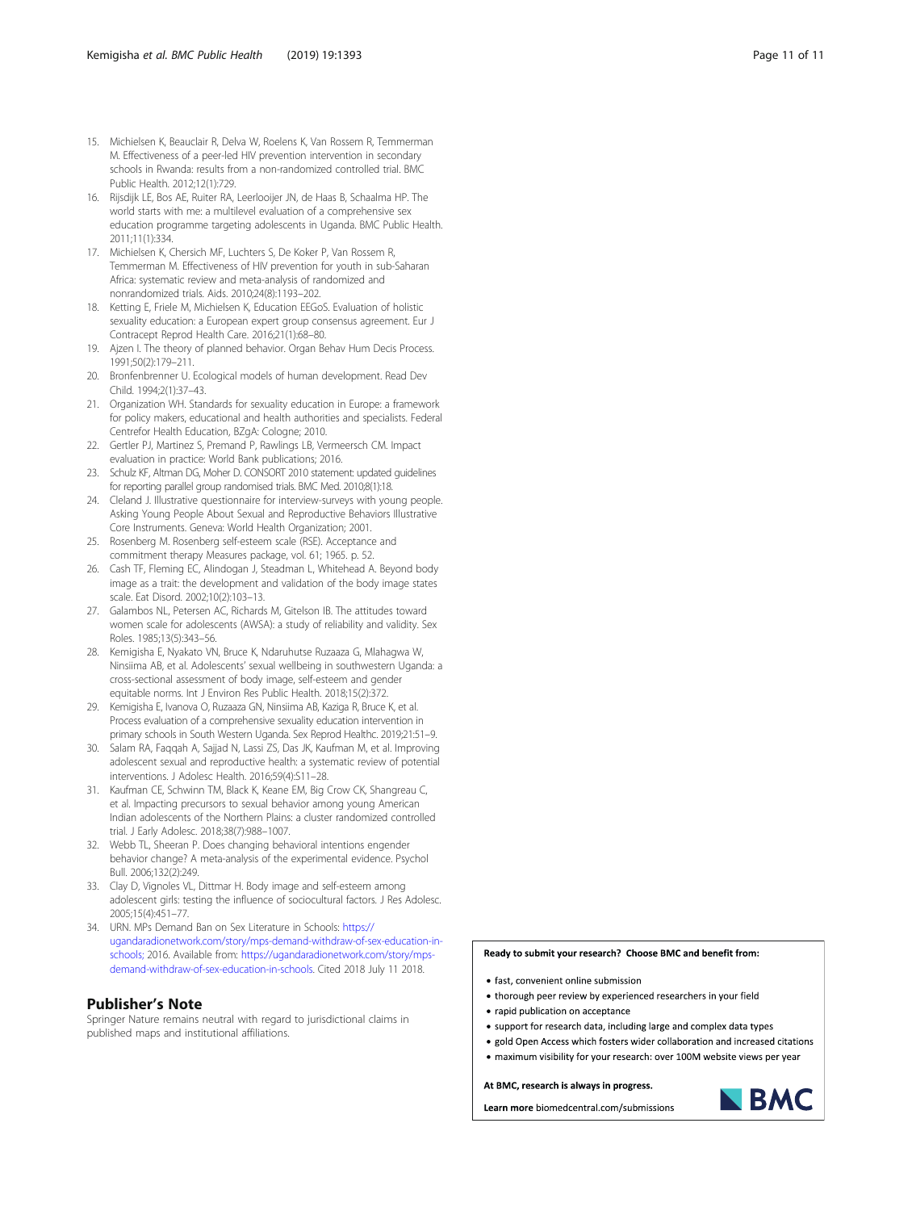15. Michielsen K, Beauclair R, Delva W, Roelens K, Van Rossem R, Temmerman M. Effectiveness of a peer-led HIV prevention intervention in secondary schools in Rwanda: results from a non-randomized controlled trial. BMC Public Health. 2012;12(1):729.
16. Rijsdijk LE, Bos AE, Ruiter RA, Leerlooijer JN, de Haas B, Schaalma HP. The world starts with me: a multilevel evaluation of a comprehensive sex education programme targeting adolescents in Uganda. BMC Public Health. 2011;11(1):334.
17. Michielsen K, Chersich MF, Luchters S, De Koker P, Van Rossem R, Temmerman M. Effectiveness of HIV prevention for youth in sub-Saharan Africa: systematic review and meta-analysis of randomized and nonrandomized trials. Aids. 2010;24(8):1193–202.
18. Ketting E, Friele M, Michielsen K, Education EEGoS. Evaluation of holistic sexuality education: a European expert group consensus agreement. Eur J Contracept Reprod Health Care. 2016;21(1):68–80.
19. Ajzen I. The theory of planned behavior. Organ Behav Hum Decis Process. 1991;50(2):179–211.
20. Bronfenbrenner U. Ecological models of human development. Read Dev Child. 1994;2(1):37–43.
21. Organization WH. Standards for sexuality education in Europe: a framework for policy makers, educational and health authorities and specialists. Federal Centrefor Health Education, BZgA: Cologne; 2010.
22. Gertler PJ, Martinez S, Premand P, Rawlings LB, Vermeersch CM. Impact evaluation in practice: World Bank publications; 2016.
23. Schulz KF, Altman DG, Moher D. CONSORT 2010 statement: updated guidelines for reporting parallel group randomised trials. BMC Med. 2010;8(1):18.
24. Cleland J. Illustrative questionnaire for interview-surveys with young people. Asking Young People About Sexual and Reproductive Behaviors Illustrative Core Instruments. Geneva: World Health Organization; 2001.
25. Rosenberg M. Rosenberg self-esteem scale (RSE). Acceptance and commitment therapy Measures package, vol. 61; 1965. p. 52.
26. Cash TF, Fleming EC, Alindogan J, Steadman L, Whitehead A. Beyond body image as a trait: the development and validation of the body image states scale. Eat Disord. 2002;10(2):103–13.
27. Galambos NL, Petersen AC, Richards M, Gitelson IB. The attitudes toward women scale for adolescents (AWSA): a study of reliability and validity. Sex Roles. 1985;13(5):343–56.
28. Kemigisha E, Nyakato VN, Bruce K, Ndaruhutse Ruzaaza G, Mlahagwa W, Ninsiima AB, et al. Adolescents' sexual wellbeing in southwestern Uganda: a cross-sectional assessment of body image, self-esteem and gender equitable norms. Int J Environ Res Public Health. 2018;15(2):372.
29. Kemigisha E, Ivanova O, Ruzaaza GN, Ninsiima AB, Kaziga R, Bruce K, et al. Process evaluation of a comprehensive sexuality education intervention in primary schools in South Western Uganda. Sex Reprod Healthc. 2019;21:51–9.
30. Salam RA, Faqqah A, Sajjad N, Lassi ZS, Das JK, Kaufman M, et al. Improving adolescent sexual and reproductive health: a systematic review of potential interventions. J Adolesc Health. 2016;59(4):S11–28.
31. Kaufman CE, Schwinn TM, Black K, Keane EM, Big Crow CK, Shangreau C, et al. Impacting precursors to sexual behavior among young American Indian adolescents of the Northern Plains: a cluster randomized controlled trial. J Early Adolesc. 2018;38(7):988–1007.
32. Webb TL, Sheeran P. Does changing behavioral intentions engender behavior change? A meta-analysis of the experimental evidence. Psychol Bull. 2006;132(2):249.
33. Clay D, Vignoles VL, Dittmar H. Body image and self-esteem among adolescent girls: testing the influence of sociocultural factors. J Res Adolesc. 2005;15(4):451–77.
34. URN. MPs Demand Ban on Sex Literature in Schools: https://ugandaradionetwork.com/story/mps-demand-withdraw-of-sex-education-in-schools; 2016. Available from: https://ugandaradionetwork.com/story/mps-demand-withdraw-of-sex-education-in-schools. Cited 2018 July 11 2018.

## Publisher's Note

Springer Nature remains neutral with regard to jurisdictional claims in published maps and institutional affiliations.

**Ready to submit your research? Choose BMC and benefit from:**

- fast, convenient online submission
- thorough peer review by experienced researchers in your field
- rapid publication on acceptance
- support for research data, including large and complex data types
- gold Open Access which fosters wider collaboration and increased citations
- maximum visibility for your research: over 100M website views per year

**At BMC, research is always in progress.**

**Learn more** biomedcentral.com/submissions

BMC